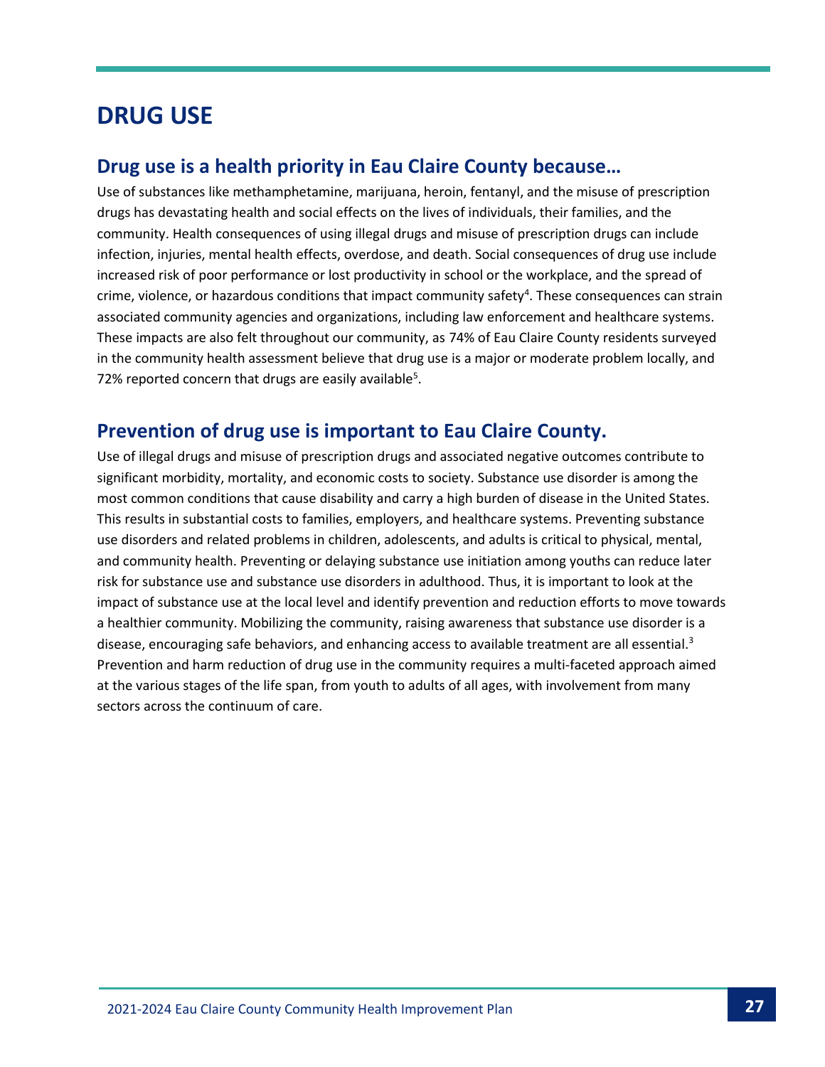# DRUG USE

## Drug use is a health priority in Eau Claire County because…

Use of substances like methamphetamine, marijuana, heroin, fentanyl, and the misuse of prescription drugs has devastating health and social effects on the lives of individuals, their families, and the community. Health consequences of using illegal drugs and misuse of prescription drugs can include infection, injuries, mental health effects, overdose, and death. Social consequences of drug use include increased risk of poor performance or lost productivity in school or the workplace, and the spread of crime, violence, or hazardous conditions that impact community safety[4]. These consequences can strain associated community agencies and organizations, including law enforcement and healthcare systems. These impacts are also felt throughout our community, as 74% of Eau Claire County residents surveyed in the community health assessment believe that drug use is a major or moderate problem locally, and 72% reported concern that drugs are easily available[5].

## Prevention of drug use is important to Eau Claire County.

Use of illegal drugs and misuse of prescription drugs and associated negative outcomes contribute to significant morbidity, mortality, and economic costs to society. Substance use disorder is among the most common conditions that cause disability and carry a high burden of disease in the United States. This results in substantial costs to families, employers, and healthcare systems. Preventing substance use disorders and related problems in children, adolescents, and adults is critical to physical, mental, and community health. Preventing or delaying substance use initiation among youths can reduce later risk for substance use and substance use disorders in adulthood. Thus, it is important to look at the impact of substance use at the local level and identify prevention and reduction efforts to move towards a healthier community. Mobilizing the community, raising awareness that substance use disorder is a disease, encouraging safe behaviors, and enhancing access to available treatment are all essential.[3] Prevention and harm reduction of drug use in the community requires a multi-faceted approach aimed at the various stages of the life span, from youth to adults of all ages, with involvement from many sectors across the continuum of care.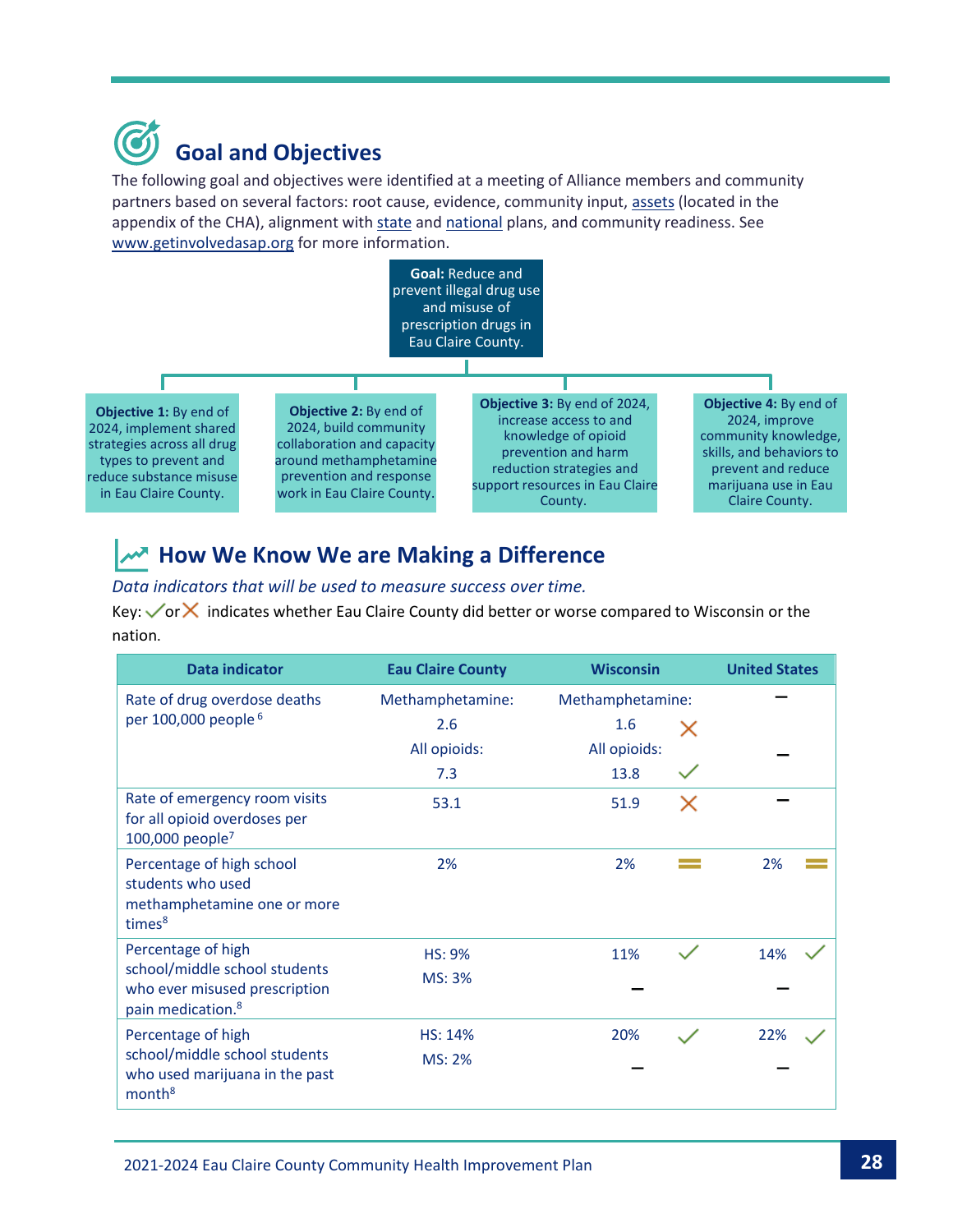## Goal and Objectives

The following goal and objectives were identified at a meeting of Alliance members and community partners based on several factors: root cause, evidence, community input, assets (located in the appendix of the CHA), alignment with state and national plans, and community readiness. See www.getinvolvedasap.org for more information.

**Goal:** Reduce and prevent illegal drug use and misuse of prescription drugs in Eau Claire County.

- **Objective 1:** By end of 2024, implement shared strategies across all drug types to prevent and reduce substance misuse in Eau Claire County.
- **Objective 2:** By end of 2024, build community collaboration and capacity around methamphetamine prevention and response work in Eau Claire County.
- **Objective 3:** By end of 2024, increase access to and knowledge of opioid prevention and harm reduction strategies and support resources in Eau Claire County.
- **Objective 4:** By end of 2024, improve community knowledge, skills, and behaviors to prevent and reduce marijuana use in Eau Claire County.

## How We Know We are Making a Difference

*Data indicators that will be used to measure success over time.*

Key: ✓ or ✗ indicates whether Eau Claire County did better or worse compared to Wisconsin or the nation.

| Data indicator | Eau Claire County | Wisconsin | | United States | |
|---|---|---|---|---|---|
| Rate of drug overdose deaths per 100,000 people[6] | Methamphetamine: 2.6 | Methamphetamine: 1.6 | ✗ | – | |
| | All opioids: 7.3 | All opioids: 13.8 | ✓ | – | |
| Rate of emergency room visits for all opioid overdoses per 100,000 people[7] | 53.1 | 51.9 | ✗ | – | |
| Percentage of high school students who used methamphetamine one or more times[8] | 2% | 2% | = | 2% | = |
| Percentage of high school/middle school students who ever misused prescription pain medication.[8] | HS: 9% | 11% | ✓ | 14% | ✓ |
| | MS: 3% | – | | – | |
| Percentage of high school/middle school students who used marijuana in the past month[8] | HS: 14% | 20% | ✓ | 22% | ✓ |
| | MS: 2% | – | | – | |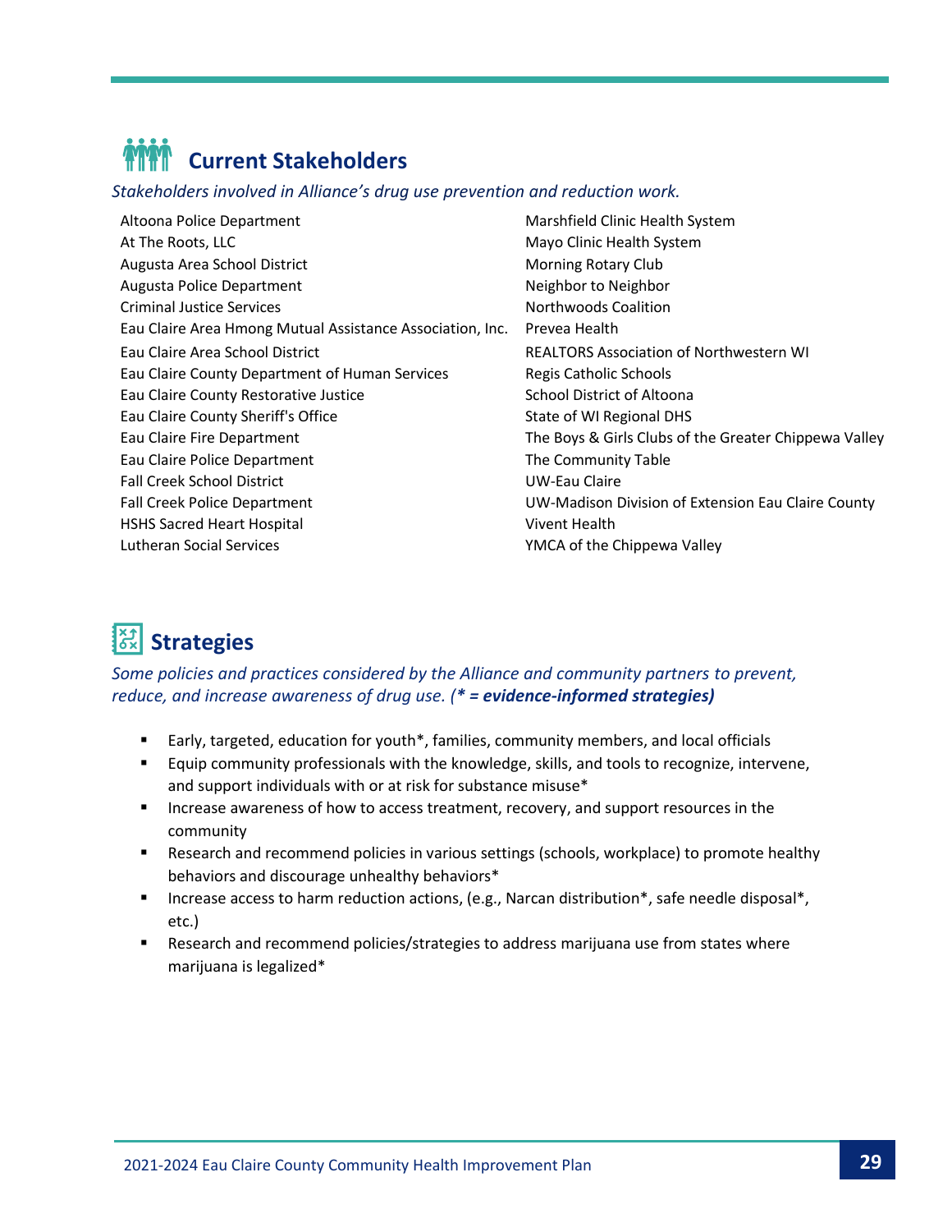## Current Stakeholders

*Stakeholders involved in Alliance's drug use prevention and reduction work.*

Altoona Police Department
At The Roots, LLC
Augusta Area School District
Augusta Police Department
Criminal Justice Services
Eau Claire Area Hmong Mutual Assistance Association, Inc.
Eau Claire Area School District
Eau Claire County Department of Human Services
Eau Claire County Restorative Justice
Eau Claire County Sheriff's Office
Eau Claire Fire Department
Eau Claire Police Department
Fall Creek School District
Fall Creek Police Department
HSHS Sacred Heart Hospital
Lutheran Social Services
Marshfield Clinic Health System
Mayo Clinic Health System
Morning Rotary Club
Neighbor to Neighbor
Northwoods Coalition
Prevea Health
REALTORS Association of Northwestern WI
Regis Catholic Schools
School District of Altoona
State of WI Regional DHS
The Boys & Girls Clubs of the Greater Chippewa Valley
The Community Table
UW-Eau Claire
UW-Madison Division of Extension Eau Claire County
Vivent Health
YMCA of the Chippewa Valley

## Strategies

*Some policies and practices considered by the Alliance and community partners to prevent, reduce, and increase awareness of drug use.* ***(* = evidence-informed strategies)***

- Early, targeted, education for youth*, families, community members, and local officials
- Equip community professionals with the knowledge, skills, and tools to recognize, intervene, and support individuals with or at risk for substance misuse*
- Increase awareness of how to access treatment, recovery, and support resources in the community
- Research and recommend policies in various settings (schools, workplace) to promote healthy behaviors and discourage unhealthy behaviors*
- Increase access to harm reduction actions, (e.g., Narcan distribution*, safe needle disposal*, etc.)
- Research and recommend policies/strategies to address marijuana use from states where marijuana is legalized*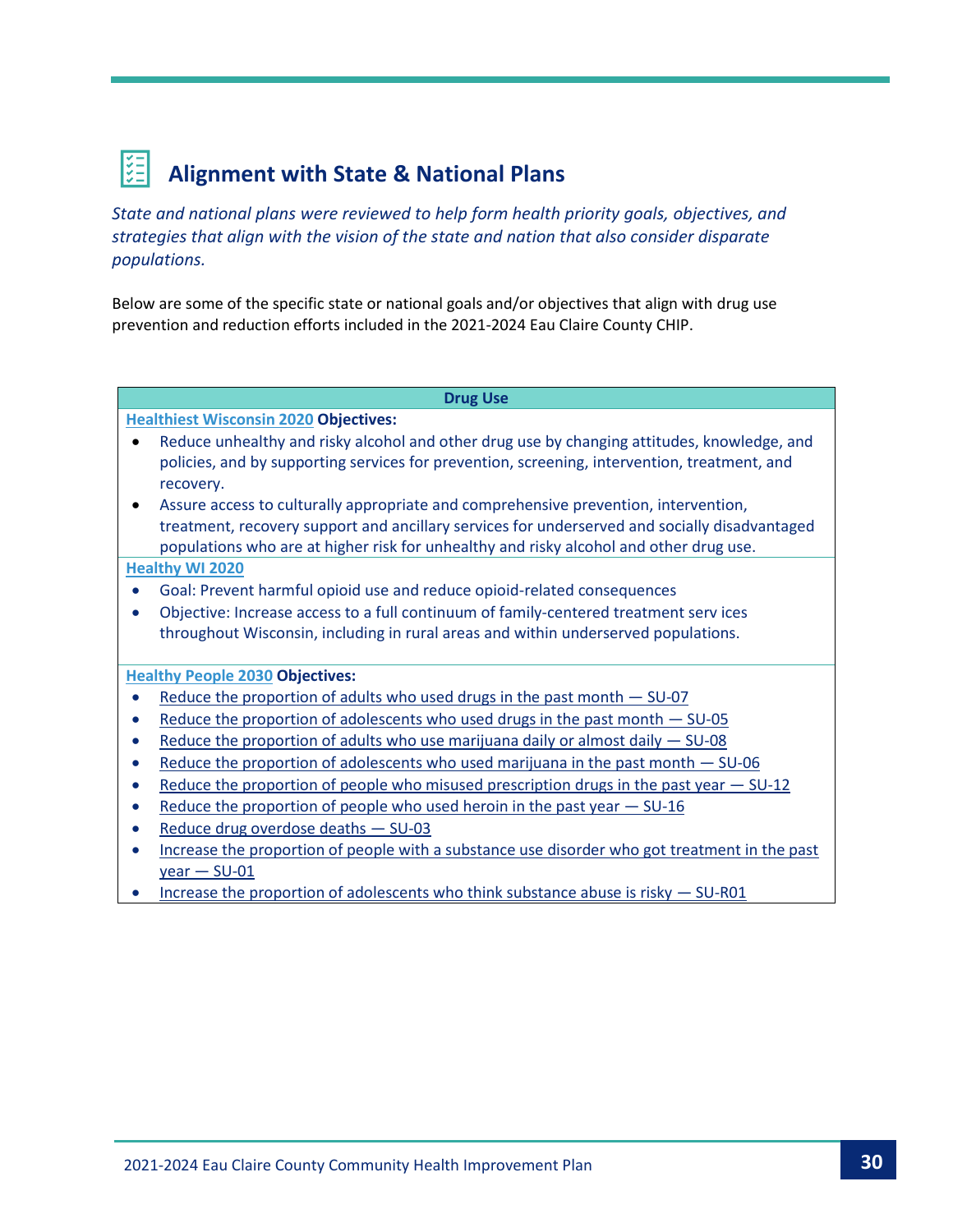## Alignment with State & National Plans

*State and national plans were reviewed to help form health priority goals, objectives, and strategies that align with the vision of the state and nation that also consider disparate populations.*

Below are some of the specific state or national goals and/or objectives that align with drug use prevention and reduction efforts included in the 2021-2024 Eau Claire County CHIP.

**Drug Use**

**Healthiest Wisconsin 2020 Objectives:**

- Reduce unhealthy and risky alcohol and other drug use by changing attitudes, knowledge, and policies, and by supporting services for prevention, screening, intervention, treatment, and recovery.
- Assure access to culturally appropriate and comprehensive prevention, intervention, treatment, recovery support and ancillary services for underserved and socially disadvantaged populations who are at higher risk for unhealthy and risky alcohol and other drug use.

**Healthy WI 2020**

- Goal: Prevent harmful opioid use and reduce opioid-related consequences
- Objective: Increase access to a full continuum of family-centered treatment serv ices throughout Wisconsin, including in rural areas and within underserved populations.

**Healthy People 2030 Objectives:**

- Reduce the proportion of adults who used drugs in the past month — SU-07
- Reduce the proportion of adolescents who used drugs in the past month — SU-05
- Reduce the proportion of adults who use marijuana daily or almost daily — SU-08
- Reduce the proportion of adolescents who used marijuana in the past month — SU-06
- Reduce the proportion of people who misused prescription drugs in the past year — SU-12
- Reduce the proportion of people who used heroin in the past year — SU-16
- Reduce drug overdose deaths — SU-03
- Increase the proportion of people with a substance use disorder who got treatment in the past year — SU-01
- Increase the proportion of adolescents who think substance abuse is risky — SU-R01